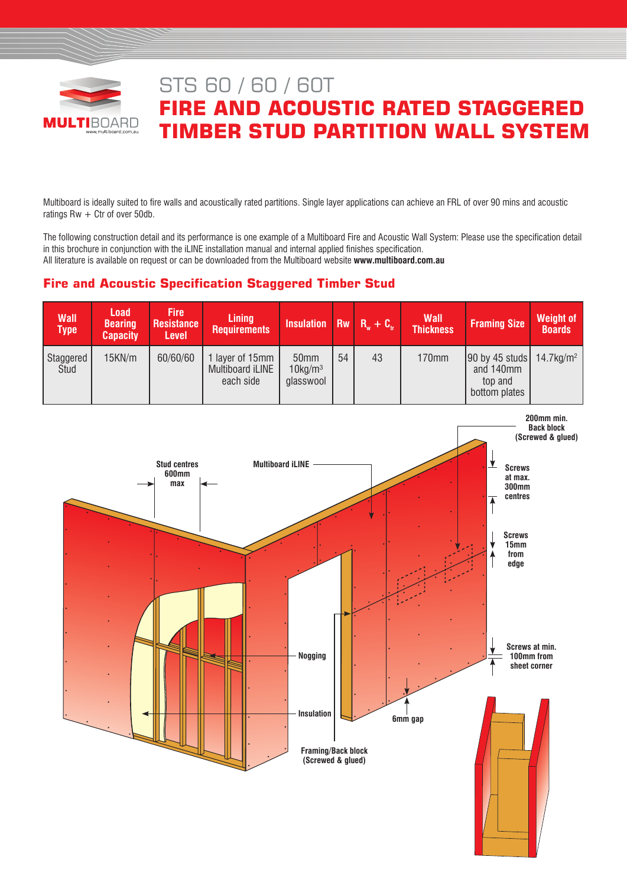MULTIBOARD
www.multiboard.com.au

# STS 60 / 60 / 60T

# FIRE AND ACOUSTIC RATED STAGGERED TIMBER STUD PARTITION WALL SYSTEM

Multiboard is ideally suited to fire walls and acoustically rated partitions. Single layer applications can achieve an FRL of over 90 mins and acoustic ratings Rw + Ctr of over 50db.

The following construction detail and its performance is one example of a Multiboard Fire and Acoustic Wall System: Please use the specification detail in this brochure in conjunction with the iLINE installation manual and internal applied finishes specification.
All literature is available on request or can be downloaded from the Multiboard website **www.multiboard.com.au**

## Fire and Acoustic Specification Staggered Timber Stud

| Wall Type | Load Bearing Capacity | Fire Resistance Level | Lining Requirements | Insulation | Rw | $R_w + C_{tr}$ | Wall Thickness | Framing Size | Weight of Boards |
|---|---|---|---|---|---|---|---|---|---|
| Staggered Stud | 15KN/m | 60/60/60 | 1 layer of 15mm Multiboard iLINE each side | 50mm 10kg/m$^3$ glasswool | 54 | 43 | 170mm | 90 by 45 studs and 140mm top and bottom plates | 14.7kg/m$^2$ |

Stud centres 600mm max

Multiboard iLINE

200mm min. Back block (Screwed & glued)

Screws at max. 300mm centres

Screws 15mm from edge

Screws at min. 100mm from sheet corner

Nogging

Insulation

6mm gap

Framing/Back block (Screwed & glued)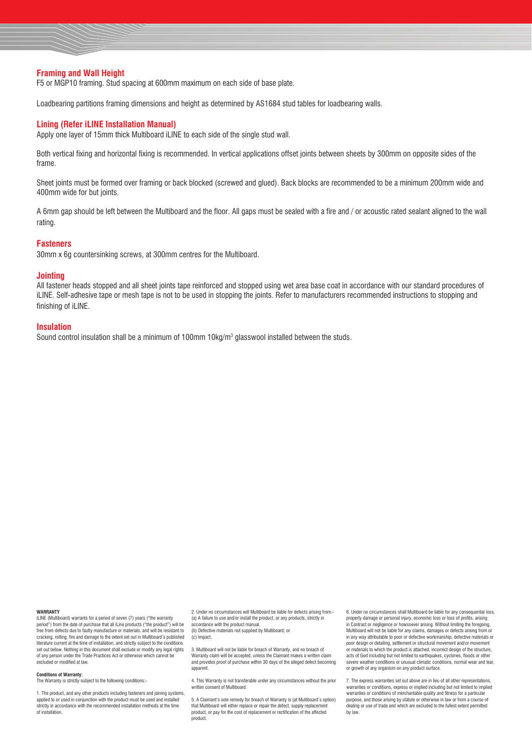## Framing and Wall Height

F5 or MGP10 framing. Stud spacing at 600mm maximum on each side of base plate.

Loadbearing partitions framing dimensions and height as determined by AS1684 stud tables for loadbearing walls.

## Lining (Refer iLINE Installation Manual)

Apply one layer of 15mm thick Multiboard iLINE to each side of the single stud wall.

Both vertical fixing and horizontal fixing is recommended. In vertical applications offset joints between sheets by 300mm on opposite sides of the frame.

Sheet joints must be formed over framing or back blocked (screwed and glued). Back blocks are recommended to be a minimum 200mm wide and 400mm wide for but joints.

A 6mm gap should be left between the Multiboard and the floor. All gaps must be sealed with a fire and / or acoustic rated sealant aligned to the wall rating.

## Fasteners

30mm x 6g countersinking screws, at 300mm centres for the Multiboard.

## Jointing

All fastener heads stopped and all sheet joints tape reinforced and stopped using wet area base coat in accordance with our standard procedures of iLINE. Self-adhesive tape or mesh tape is not to be used in stopping the joints. Refer to manufacturers recommended instructions to stopping and finishing of iLINE.

## Insulation

Sound control insulation shall be a minimum of 100mm 10kg/m$^3$ glasswool installed between the studs.

**WARRANTY**

iLINE (Multiboard) warrants for a period of seven (7) years ("the warranty period") from the date of purchase that all iLine products ("the product") will be free from defects due to faulty manufacture or materials, and will be resistant to cracking, rotting, fire and damage to the extent set out in Multiboard's published literature current at the time of installation, and strictly subject to the conditions set out below. Nothing in this document shall exclude or modify any legal rights of any person under the Trade Practices Act or otherwise which cannot be excluded or modified at law.

**Conditions of Warranty:**

The Warranty is strictly subject to the following conditions:-

1. The product, and any other products including fasteners and joining systems, applied to or used in conjunction with the product must be used and installed strictly in accordance with the recommended installation methods at the time of installation.

2. Under no circumstances will Multiboard be liable for defects arising from:-
(a) A failure to use and/or install the product, or any products, strictly in accordance with the product manual.
(b) Defective materials not supplied by Multiboard; or
(c) Impact.

3. Multiboard will not be liable for breach of Warranty, and no breach of Warranty claim will be accepted, unless the Claimant makes a written claim and provides proof of purchase within 30 days of the alleged defect becoming apparent.

4. This Warranty is not transferable under any circumstances without the prior written consent of Multiboard.

5. A Claimant's sole remedy for breach of Warranty is (at Multiboard's option) that Multiboard will either replace or repair the defect, supply replacement product, or pay for the cost of replacement or rectification of the affected product.

6. Under no circumstances shall Multiboard be liable for any consequential loss, property damage or personal injury, economic loss or loss of profits, arising in Contract or negligence or howsoever arising. Without limiting the foregoing, Multiboard will not be liable for any claims, damages or defects arising from or in any way attributable to poor or defective workmanship, defective materials or poor design or detailing, settlement or structural movement and/or movement or materials to which the product is attached, incorrect design of the structure, acts of God including but not limited to earthquakes, cyclones, floods or other severe weather conditions or unusual climatic conditions, normal wear and tear, or growth of any organism on any product surface.

7. The express warranties set out above are in lieu of all other representations, warranties or conditions, express or implied including but not limited to implied warranties or conditions of merchantable quality and fitness for a particular purpose, and those arising by statute or otherwise in law or from a course of dealing or use of trade and which are excluded to the fullest extent permitted by law.